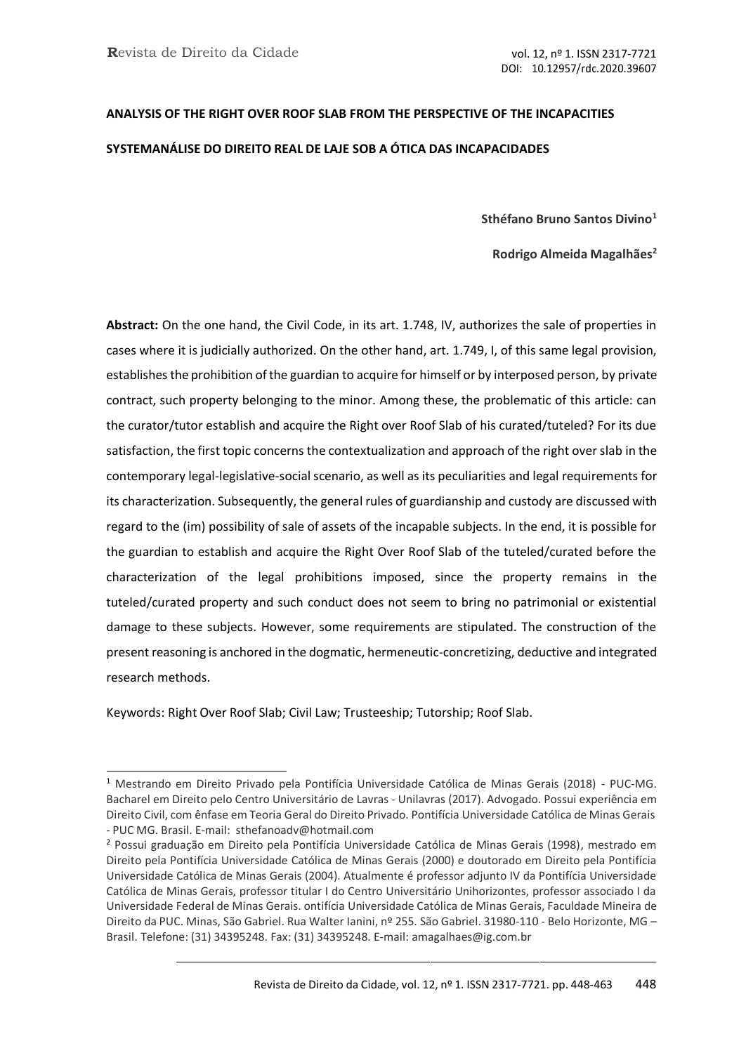**ANALYSIS OF THE RIGHT OVER ROOF SLAB FROM THE PERSPECTIVE OF THE INCAPACITIES SYSTEMANÁLISE DO DIREITO REAL DE LAJE SOB A ÓTICA DAS INCAPACIDADES**

**Sthéfano Bruno Santos Divino**[1]

**Rodrigo Almeida Magalhães**[2]

**Abstract:** On the one hand, the Civil Code, in its art. 1.748, IV, authorizes the sale of properties in cases where it is judicially authorized. On the other hand, art. 1.749, I, of this same legal provision, establishes the prohibition of the guardian to acquire for himself or by interposed person, by private contract, such property belonging to the minor. Among these, the problematic of this article: can the curator/tutor establish and acquire the Right over Roof Slab of his curated/tuteled? For its due satisfaction, the first topic concerns the contextualization and approach of the right over slab in the contemporary legal-legislative-social scenario, as well as its peculiarities and legal requirements for its characterization. Subsequently, the general rules of guardianship and custody are discussed with regard to the (im) possibility of sale of assets of the incapable subjects. In the end, it is possible for the guardian to establish and acquire the Right Over Roof Slab of the tuteled/curated before the characterization of the legal prohibitions imposed, since the property remains in the tuteled/curated property and such conduct does not seem to bring no patrimonial or existential damage to these subjects. However, some requirements are stipulated. The construction of the present reasoning is anchored in the dogmatic, hermeneutic-concretizing, deductive and integrated research methods.

Keywords: Right Over Roof Slab; Civil Law; Trusteeship; Tutorship; Roof Slab.

---

[1] Mestrando em Direito Privado pela Pontifícia Universidade Católica de Minas Gerais (2018) - PUC-MG. Bacharel em Direito pelo Centro Universitário de Lavras - Unilavras (2017). Advogado. Possui experiência em Direito Civil, com ênfase em Teoria Geral do Direito Privado. Pontifícia Universidade Católica de Minas Gerais - PUC MG. Brasil. E-mail: sthefanoadv@hotmail.com

[2] Possui graduação em Direito pela Pontifícia Universidade Católica de Minas Gerais (1998), mestrado em Direito pela Pontifícia Universidade Católica de Minas Gerais (2000) e doutorado em Direito pela Pontifícia Universidade Católica de Minas Gerais (2004). Atualmente é professor adjunto IV da Pontifícia Universidade Católica de Minas Gerais, professor titular I do Centro Universitário Unihorizontes, professor associado I da Universidade Federal de Minas Gerais. ontifícia Universidade Católica de Minas Gerais, Faculdade Mineira de Direito da PUC. Minas, São Gabriel. Rua Walter Ianini, nº 255. São Gabriel. 31980-110 - Belo Horizonte, MG – Brasil. Telefone: (31) 34395248. Fax: (31) 34395248. E-mail: amagalhaes@ig.com.br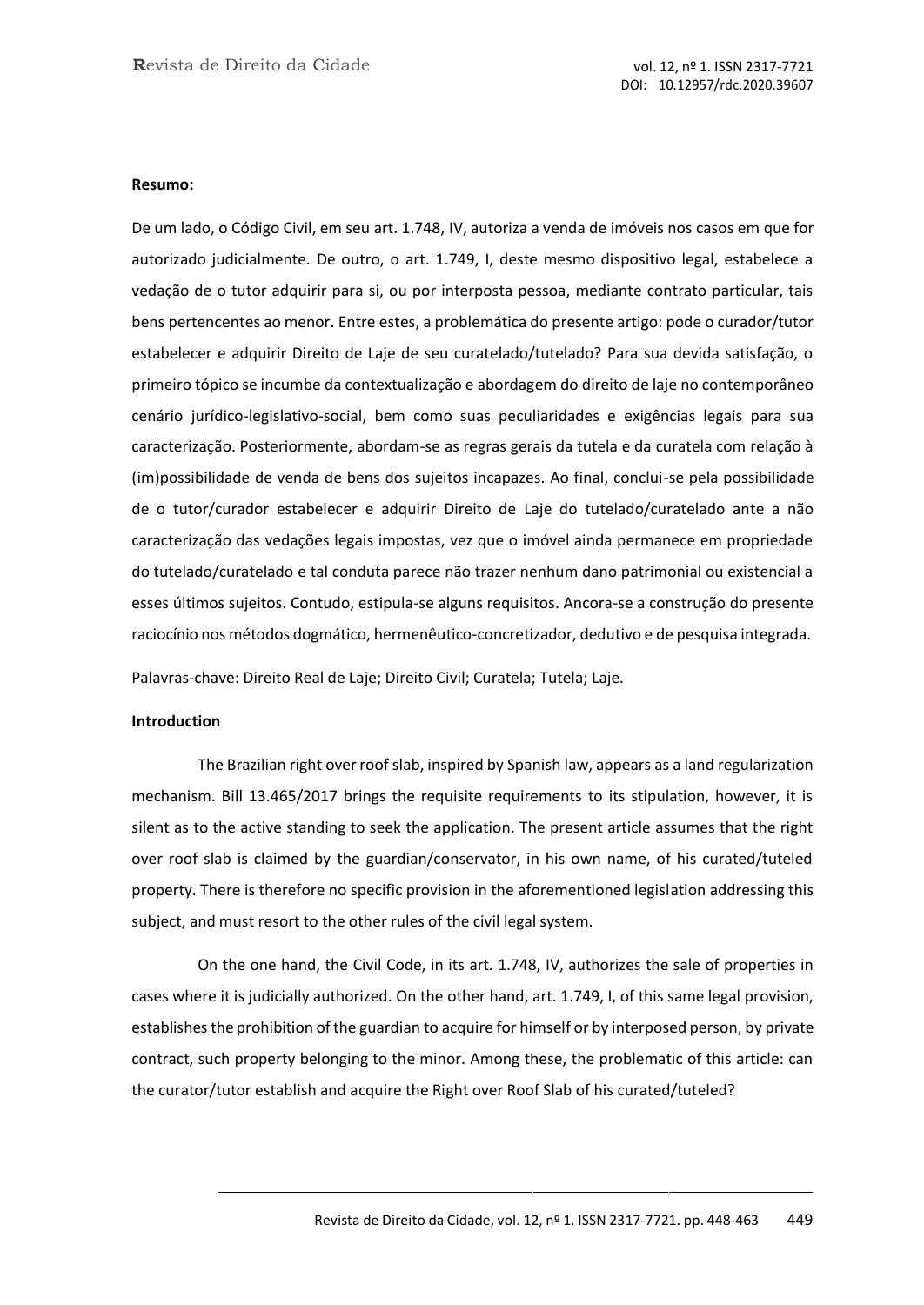**Resumo:**

De um lado, o Código Civil, em seu art. 1.748, IV, autoriza a venda de imóveis nos casos em que for autorizado judicialmente. De outro, o art. 1.749, I, deste mesmo dispositivo legal, estabelece a vedação de o tutor adquirir para si, ou por interposta pessoa, mediante contrato particular, tais bens pertencentes ao menor. Entre estes, a problemática do presente artigo: pode o curador/tutor estabelecer e adquirir Direito de Laje de seu curatelado/tutelado? Para sua devida satisfação, o primeiro tópico se incumbe da contextualização e abordagem do direito de laje no contemporâneo cenário jurídico-legislativo-social, bem como suas peculiaridades e exigências legais para sua caracterização. Posteriormente, abordam-se as regras gerais da tutela e da curatela com relação à (im)possibilidade de venda de bens dos sujeitos incapazes. Ao final, conclui-se pela possibilidade de o tutor/curador estabelecer e adquirir Direito de Laje do tutelado/curatelado ante a não caracterização das vedações legais impostas, vez que o imóvel ainda permanece em propriedade do tutelado/curatelado e tal conduta parece não trazer nenhum dano patrimonial ou existencial a esses últimos sujeitos. Contudo, estipula-se alguns requisitos. Ancora-se a construção do presente raciocínio nos métodos dogmático, hermenêutico-concretizador, dedutivo e de pesquisa integrada.

Palavras-chave: Direito Real de Laje; Direito Civil; Curatela; Tutela; Laje.

**Introduction**

The Brazilian right over roof slab, inspired by Spanish law, appears as a land regularization mechanism. Bill 13.465/2017 brings the requisite requirements to its stipulation, however, it is silent as to the active standing to seek the application. The present article assumes that the right over roof slab is claimed by the guardian/conservator, in his own name, of his curated/tuteled property. There is therefore no specific provision in the aforementioned legislation addressing this subject, and must resort to the other rules of the civil legal system.

On the one hand, the Civil Code, in its art. 1.748, IV, authorizes the sale of properties in cases where it is judicially authorized. On the other hand, art. 1.749, I, of this same legal provision, establishes the prohibition of the guardian to acquire for himself or by interposed person, by private contract, such property belonging to the minor. Among these, the problematic of this article: can the curator/tutor establish and acquire the Right over Roof Slab of his curated/tuteled?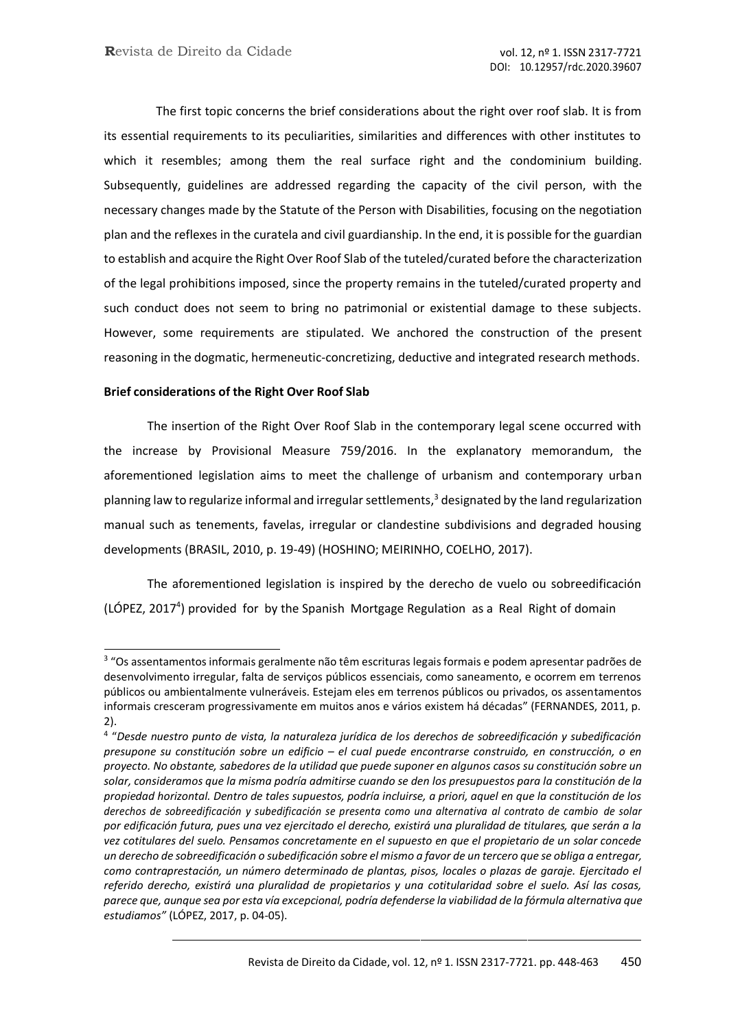The first topic concerns the brief considerations about the right over roof slab. It is from its essential requirements to its peculiarities, similarities and differences with other institutes to which it resembles; among them the real surface right and the condominium building. Subsequently, guidelines are addressed regarding the capacity of the civil person, with the necessary changes made by the Statute of the Person with Disabilities, focusing on the negotiation plan and the reflexes in the curatela and civil guardianship. In the end, it is possible for the guardian to establish and acquire the Right Over Roof Slab of the tuteled/curated before the characterization of the legal prohibitions imposed, since the property remains in the tuteled/curated property and such conduct does not seem to bring no patrimonial or existential damage to these subjects. However, some requirements are stipulated. We anchored the construction of the present reasoning in the dogmatic, hermeneutic-concretizing, deductive and integrated research methods.

**Brief considerations of the Right Over Roof Slab**

The insertion of the Right Over Roof Slab in the contemporary legal scene occurred with the increase by Provisional Measure 759/2016. In the explanatory memorandum, the aforementioned legislation aims to meet the challenge of urbanism and contemporary urban planning law to regularize informal and irregular settlements,[3] designated by the land regularization manual such as tenements, favelas, irregular or clandestine subdivisions and degraded housing developments (BRASIL, 2010, p. 19-49) (HOSHINO; MEIRINHO, COELHO, 2017).

The aforementioned legislation is inspired by the derecho de vuelo ou sobreedificación (LÓPEZ, 2017[4]) provided for by the Spanish Mortgage Regulation as a Real Right of domain

---

[3] "Os assentamentos informais geralmente não têm escrituras legais formais e podem apresentar padrões de desenvolvimento irregular, falta de serviços públicos essenciais, como saneamento, e ocorrem em terrenos públicos ou ambientalmente vulneráveis. Estejam eles em terrenos públicos ou privados, os assentamentos informais cresceram progressivamente em muitos anos e vários existem há décadas" (FERNANDES, 2011, p. 2).

[4] "*Desde nuestro punto de vista, la naturaleza jurídica de los derechos de sobreedificación y subedificación presupone su constitución sobre un edificio – el cual puede encontrarse construido, en construcción, o en proyecto. No obstante, sabedores de la utilidad que puede suponer en algunos casos su constitución sobre un solar, consideramos que la misma podría admitirse cuando se den los presupuestos para la constitución de la propiedad horizontal. Dentro de tales supuestos, podría incluirse, a priori, aquel en que la constitución de los derechos de sobreedificación y subedificación se presenta como una alternativa al contrato de cambio de solar por edificación futura, pues una vez ejercitado el derecho, existirá una pluralidad de titulares, que serán a la vez cotitulares del suelo. Pensamos concretamente en el supuesto en que el propietario de un solar concede un derecho de sobreedificación o subedificación sobre el mismo a favor de un tercero que se obliga a entregar, como contraprestación, un número determinado de plantas, pisos, locales o plazas de garaje. Ejercitado el referido derecho, existirá una pluralidad de propietarios y una cotitularidad sobre el suelo. Así las cosas, parece que, aunque sea por esta vía excepcional, podría defenderse la viabilidad de la fórmula alternativa que estudiamos"* (LÓPEZ, 2017, p. 04-05).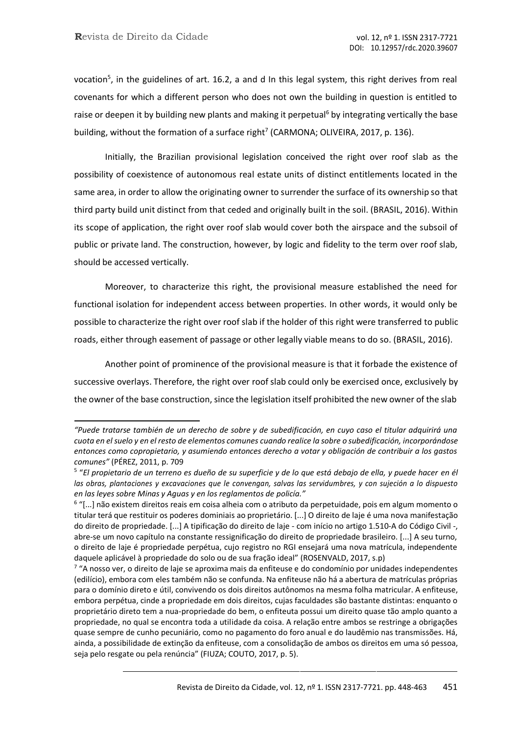vocation[5], in the guidelines of art. 16.2, a and d In this legal system, this right derives from real covenants for which a different person who does not own the building in question is entitled to raise or deepen it by building new plants and making it perpetual[6] by integrating vertically the base building, without the formation of a surface right[7] (CARMONA; OLIVEIRA, 2017, p. 136).

Initially, the Brazilian provisional legislation conceived the right over roof slab as the possibility of coexistence of autonomous real estate units of distinct entitlements located in the same area, in order to allow the originating owner to surrender the surface of its ownership so that third party build unit distinct from that ceded and originally built in the soil. (BRASIL, 2016). Within its scope of application, the right over roof slab would cover both the airspace and the subsoil of public or private land. The construction, however, by logic and fidelity to the term over roof slab, should be accessed vertically.

Moreover, to characterize this right, the provisional measure established the need for functional isolation for independent access between properties. In other words, it would only be possible to characterize the right over roof slab if the holder of this right were transferred to public roads, either through easement of passage or other legally viable means to do so. (BRASIL, 2016).

Another point of prominence of the provisional measure is that it forbade the existence of successive overlays. Therefore, the right over roof slab could only be exercised once, exclusively by the owner of the base construction, since the legislation itself prohibited the new owner of the slab

---

*"Puede tratarse también de un derecho de sobre y de subedificación, en cuyo caso el titular adquirirá una cuota en el suelo y en el resto de elementos comunes cuando realice la sobre o subedificación, incorporándose entonces como copropietario, y asumiendo entonces derecho a votar y obligación de contribuir a los gastos comunes"* (PÉREZ, 2011, p. 709

[5] "*El propietario de un terreno es dueño de su superficie y de lo que está debajo de ella, y puede hacer en él las obras, plantaciones y excavaciones que le convengan, salvas las servidumbres, y con sujeción a lo dispuesto en las leyes sobre Minas y Aguas y en los reglamentos de policía."*

[6] "[...] não existem direitos reais em coisa alheia com o atributo da perpetuidade, pois em algum momento o titular terá que restituir os poderes dominiais ao proprietário. [...] O direito de laje é uma nova manifestação do direito de propriedade. [...] A tipificação do direito de laje - com início no artigo 1.510-A do Código Civil -, abre-se um novo capítulo na constante ressignificação do direito de propriedade brasileiro. [...] A seu turno, o direito de laje é propriedade perpétua, cujo registro no RGI ensejará uma nova matrícula, independente daquele aplicável à propriedade do solo ou de sua fração ideal" (ROSENVALD, 2017, s.p)

[7] "A nosso ver, o direito de laje se aproxima mais da enfiteuse e do condomínio por unidades independentes (edilício), embora com eles também não se confunda. Na enfiteuse não há a abertura de matrículas próprias para o domínio direto e útil, convivendo os dois direitos autônomos na mesma folha matricular. A enfiteuse, embora perpétua, cinde a propriedade em dois direitos, cujas faculdades são bastante distintas: enquanto o proprietário direto tem a nua-propriedade do bem, o enfiteuta possui um direito quase tão amplo quanto a propriedade, no qual se encontra toda a utilidade da coisa. A relação entre ambos se restringe a obrigações quase sempre de cunho pecuniário, como no pagamento do foro anual e do laudêmio nas transmissões. Há, ainda, a possibilidade de extinção da enfiteuse, com a consolidação de ambos os direitos em uma só pessoa, seja pelo resgate ou pela renúncia" (FIUZA; COUTO, 2017, p. 5).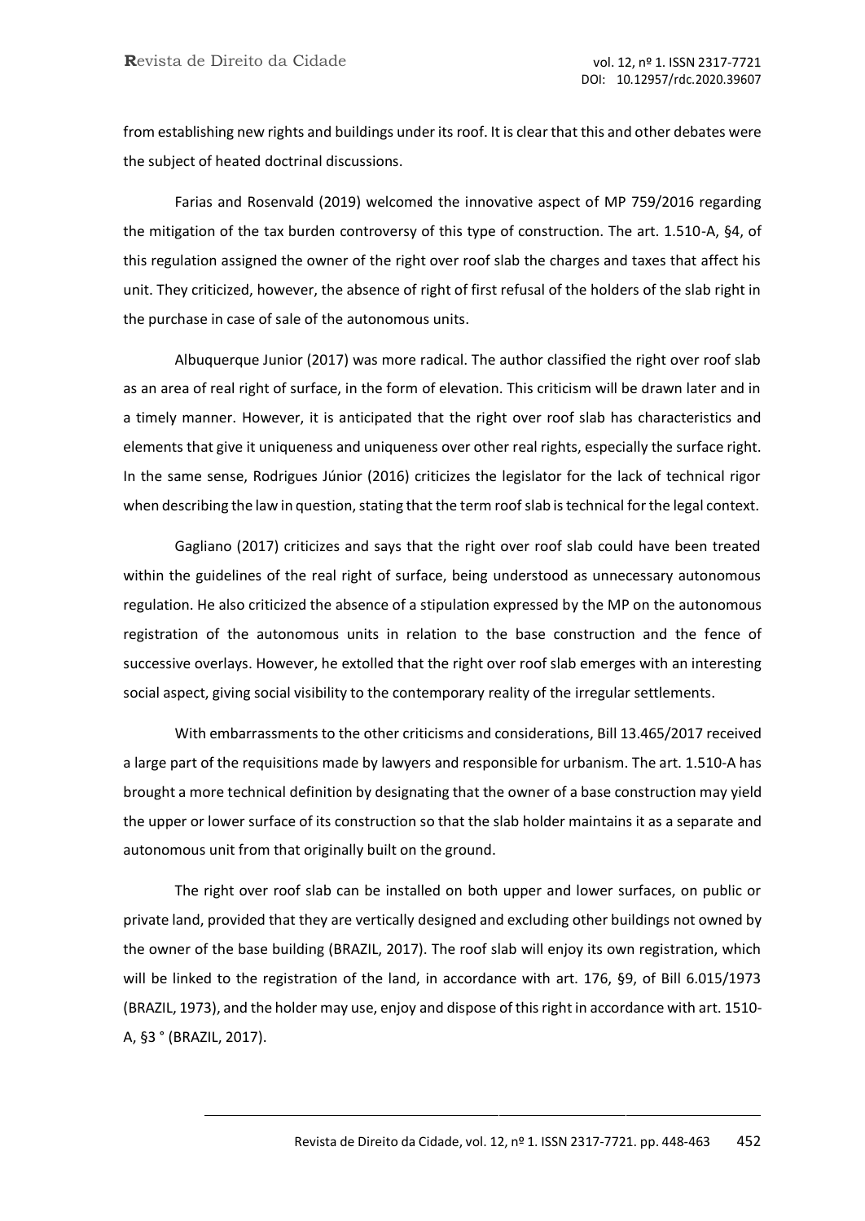from establishing new rights and buildings under its roof. It is clear that this and other debates were the subject of heated doctrinal discussions.

Farias and Rosenvald (2019) welcomed the innovative aspect of MP 759/2016 regarding the mitigation of the tax burden controversy of this type of construction. The art. 1.510-A, §4, of this regulation assigned the owner of the right over roof slab the charges and taxes that affect his unit. They criticized, however, the absence of right of first refusal of the holders of the slab right in the purchase in case of sale of the autonomous units.

Albuquerque Junior (2017) was more radical. The author classified the right over roof slab as an area of real right of surface, in the form of elevation. This criticism will be drawn later and in a timely manner. However, it is anticipated that the right over roof slab has characteristics and elements that give it uniqueness and uniqueness over other real rights, especially the surface right. In the same sense, Rodrigues Júnior (2016) criticizes the legislator for the lack of technical rigor when describing the law in question, stating that the term roof slab is technical for the legal context.

Gagliano (2017) criticizes and says that the right over roof slab could have been treated within the guidelines of the real right of surface, being understood as unnecessary autonomous regulation. He also criticized the absence of a stipulation expressed by the MP on the autonomous registration of the autonomous units in relation to the base construction and the fence of successive overlays. However, he extolled that the right over roof slab emerges with an interesting social aspect, giving social visibility to the contemporary reality of the irregular settlements.

With embarrassments to the other criticisms and considerations, Bill 13.465/2017 received a large part of the requisitions made by lawyers and responsible for urbanism. The art. 1.510-A has brought a more technical definition by designating that the owner of a base construction may yield the upper or lower surface of its construction so that the slab holder maintains it as a separate and autonomous unit from that originally built on the ground.

The right over roof slab can be installed on both upper and lower surfaces, on public or private land, provided that they are vertically designed and excluding other buildings not owned by the owner of the base building (BRAZIL, 2017). The roof slab will enjoy its own registration, which will be linked to the registration of the land, in accordance with art. 176, §9, of Bill 6.015/1973 (BRAZIL, 1973), and the holder may use, enjoy and dispose of this right in accordance with art. 1510-A, §3 ° (BRAZIL, 2017).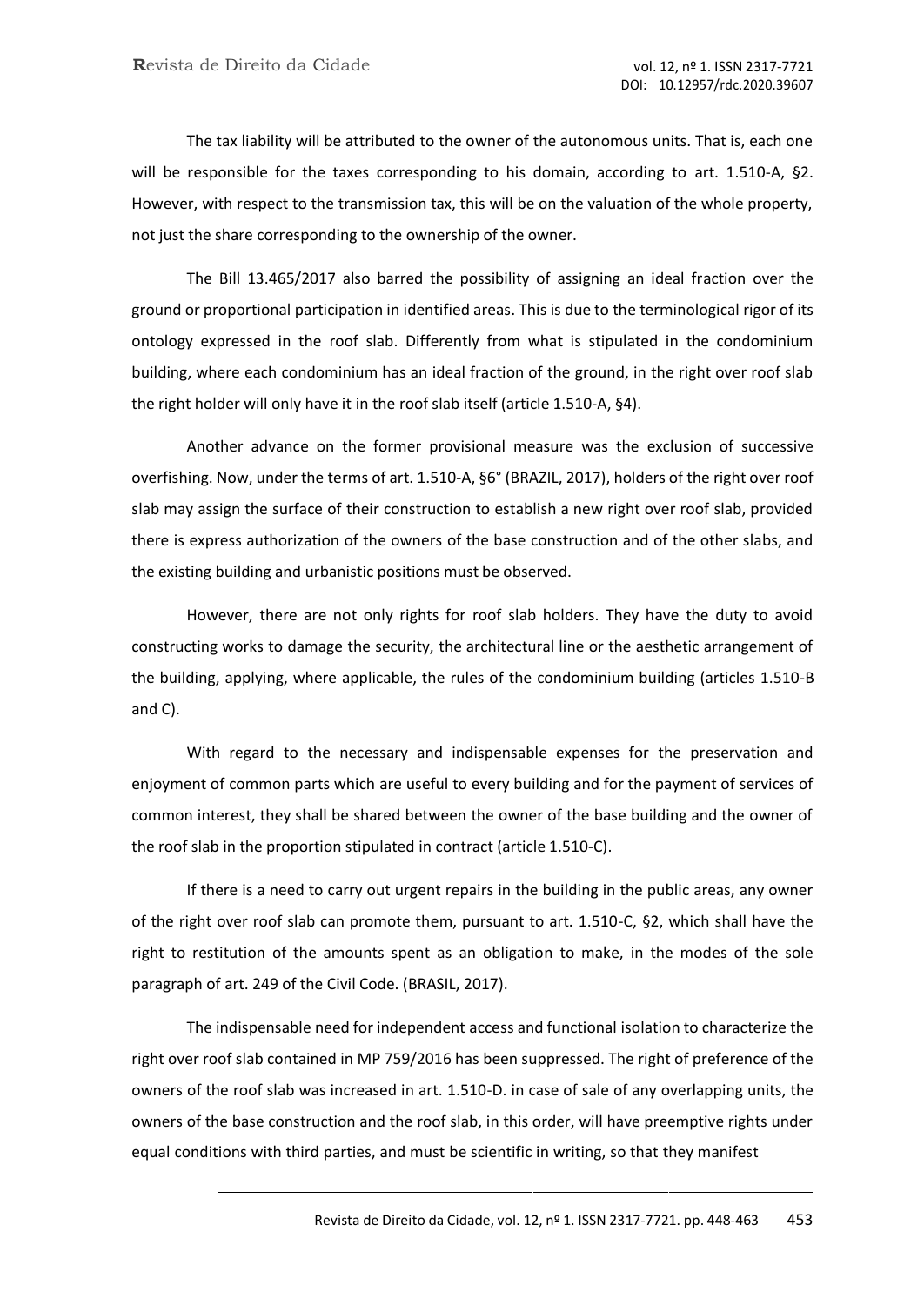The tax liability will be attributed to the owner of the autonomous units. That is, each one will be responsible for the taxes corresponding to his domain, according to art. 1.510-A, §2. However, with respect to the transmission tax, this will be on the valuation of the whole property, not just the share corresponding to the ownership of the owner.

The Bill 13.465/2017 also barred the possibility of assigning an ideal fraction over the ground or proportional participation in identified areas. This is due to the terminological rigor of its ontology expressed in the roof slab. Differently from what is stipulated in the condominium building, where each condominium has an ideal fraction of the ground, in the right over roof slab the right holder will only have it in the roof slab itself (article 1.510-A, §4).

Another advance on the former provisional measure was the exclusion of successive overfishing. Now, under the terms of art. 1.510-A, §6° (BRAZIL, 2017), holders of the right over roof slab may assign the surface of their construction to establish a new right over roof slab, provided there is express authorization of the owners of the base construction and of the other slabs, and the existing building and urbanistic positions must be observed.

However, there are not only rights for roof slab holders. They have the duty to avoid constructing works to damage the security, the architectural line or the aesthetic arrangement of the building, applying, where applicable, the rules of the condominium building (articles 1.510-B and C).

With regard to the necessary and indispensable expenses for the preservation and enjoyment of common parts which are useful to every building and for the payment of services of common interest, they shall be shared between the owner of the base building and the owner of the roof slab in the proportion stipulated in contract (article 1.510-C).

If there is a need to carry out urgent repairs in the building in the public areas, any owner of the right over roof slab can promote them, pursuant to art. 1.510-C, §2, which shall have the right to restitution of the amounts spent as an obligation to make, in the modes of the sole paragraph of art. 249 of the Civil Code. (BRASIL, 2017).

The indispensable need for independent access and functional isolation to characterize the right over roof slab contained in MP 759/2016 has been suppressed. The right of preference of the owners of the roof slab was increased in art. 1.510-D. in case of sale of any overlapping units, the owners of the base construction and the roof slab, in this order, will have preemptive rights under equal conditions with third parties, and must be scientific in writing, so that they manifest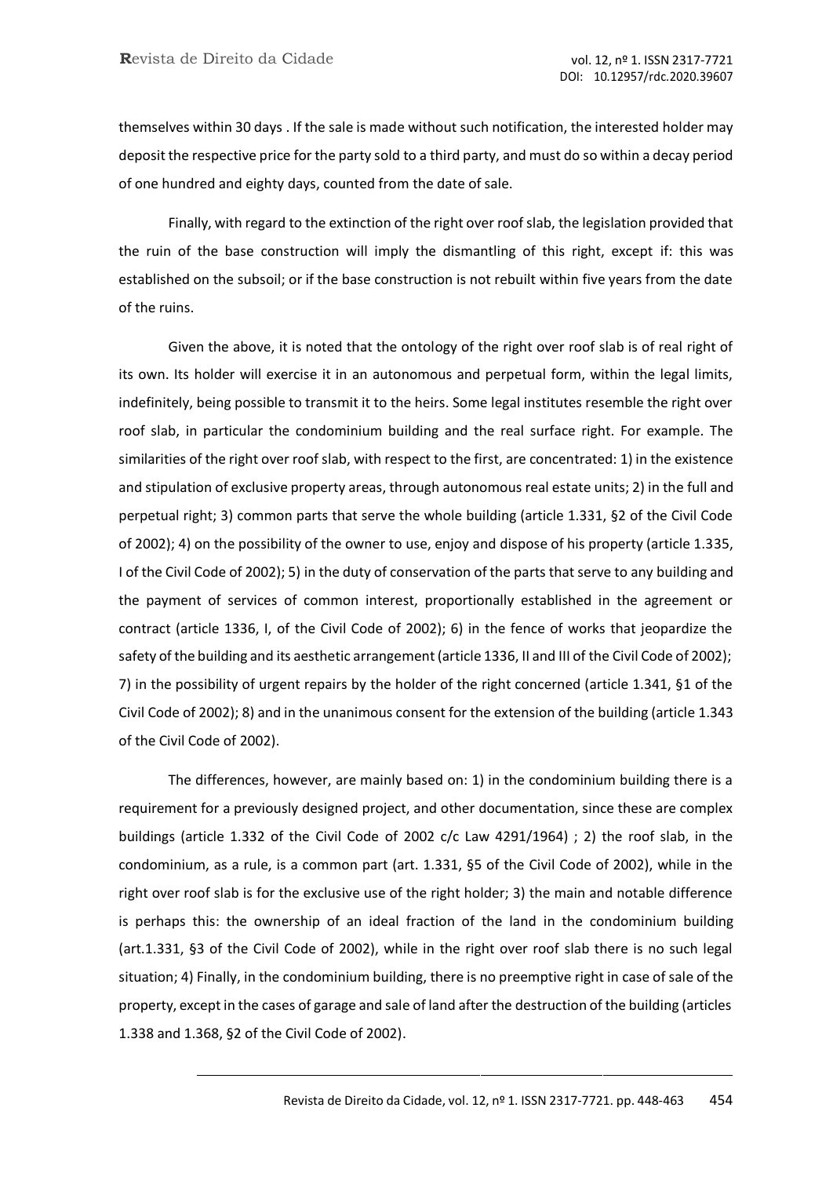themselves within 30 days . If the sale is made without such notification, the interested holder may deposit the respective price for the party sold to a third party, and must do so within a decay period of one hundred and eighty days, counted from the date of sale.

Finally, with regard to the extinction of the right over roof slab, the legislation provided that the ruin of the base construction will imply the dismantling of this right, except if: this was established on the subsoil; or if the base construction is not rebuilt within five years from the date of the ruins.

Given the above, it is noted that the ontology of the right over roof slab is of real right of its own. Its holder will exercise it in an autonomous and perpetual form, within the legal limits, indefinitely, being possible to transmit it to the heirs. Some legal institutes resemble the right over roof slab, in particular the condominium building and the real surface right. For example. The similarities of the right over roof slab, with respect to the first, are concentrated: 1) in the existence and stipulation of exclusive property areas, through autonomous real estate units; 2) in the full and perpetual right; 3) common parts that serve the whole building (article 1.331, §2 of the Civil Code of 2002); 4) on the possibility of the owner to use, enjoy and dispose of his property (article 1.335, I of the Civil Code of 2002); 5) in the duty of conservation of the parts that serve to any building and the payment of services of common interest, proportionally established in the agreement or contract (article 1336, I, of the Civil Code of 2002); 6) in the fence of works that jeopardize the safety of the building and its aesthetic arrangement (article 1336, II and III of the Civil Code of 2002); 7) in the possibility of urgent repairs by the holder of the right concerned (article 1.341, §1 of the Civil Code of 2002); 8) and in the unanimous consent for the extension of the building (article 1.343 of the Civil Code of 2002).

The differences, however, are mainly based on: 1) in the condominium building there is a requirement for a previously designed project, and other documentation, since these are complex buildings (article 1.332 of the Civil Code of 2002 c/c Law 4291/1964) ; 2) the roof slab, in the condominium, as a rule, is a common part (art. 1.331, §5 of the Civil Code of 2002), while in the right over roof slab is for the exclusive use of the right holder; 3) the main and notable difference is perhaps this: the ownership of an ideal fraction of the land in the condominium building (art.1.331, §3 of the Civil Code of 2002), while in the right over roof slab there is no such legal situation; 4) Finally, in the condominium building, there is no preemptive right in case of sale of the property, except in the cases of garage and sale of land after the destruction of the building (articles 1.338 and 1.368, §2 of the Civil Code of 2002).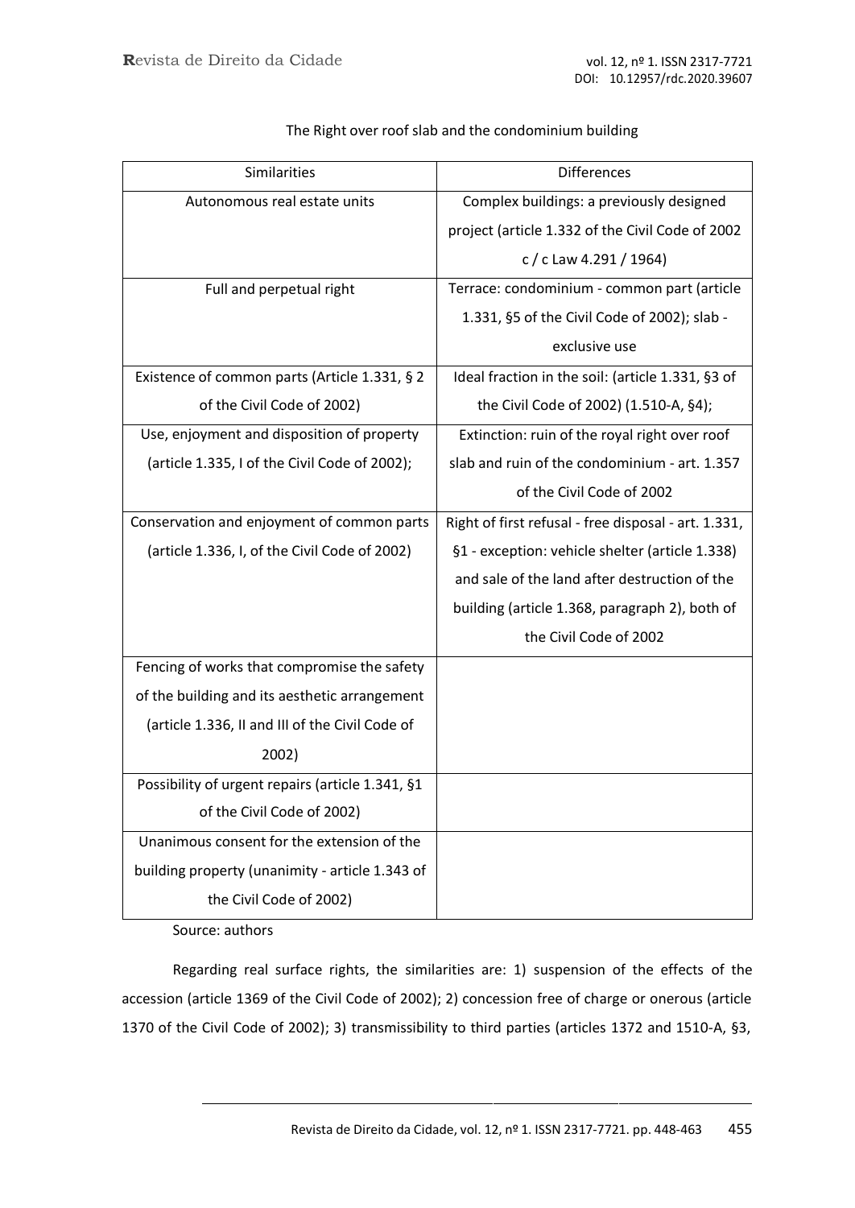The Right over roof slab and the condominium building

| Similarities | Differences |
|---|---|
| Autonomous real estate units | Complex buildings: a previously designed project (article 1.332 of the Civil Code of 2002 c / c Law 4.291 / 1964) |
| Full and perpetual right | Terrace: condominium - common part (article 1.331, §5 of the Civil Code of 2002); slab - exclusive use |
| Existence of common parts (Article 1.331, § 2 of the Civil Code of 2002) | Ideal fraction in the soil: (article 1.331, §3 of the Civil Code of 2002) (1.510-A, §4); |
| Use, enjoyment and disposition of property (article 1.335, I of the Civil Code of 2002); | Extinction: ruin of the royal right over roof slab and ruin of the condominium - art. 1.357 of the Civil Code of 2002 |
| Conservation and enjoyment of common parts (article 1.336, I, of the Civil Code of 2002) | Right of first refusal - free disposal - art. 1.331, §1 - exception: vehicle shelter (article 1.338) and sale of the land after destruction of the building (article 1.368, paragraph 2), both of the Civil Code of 2002 |
| Fencing of works that compromise the safety of the building and its aesthetic arrangement (article 1.336, II and III of the Civil Code of 2002) | |
| Possibility of urgent repairs (article 1.341, §1 of the Civil Code of 2002) | |
| Unanimous consent for the extension of the building property (unanimity - article 1.343 of the Civil Code of 2002) | |

Source: authors

Regarding real surface rights, the similarities are: 1) suspension of the effects of the accession (article 1369 of the Civil Code of 2002); 2) concession free of charge or onerous (article 1370 of the Civil Code of 2002); 3) transmissibility to third parties (articles 1372 and 1510-A, §3,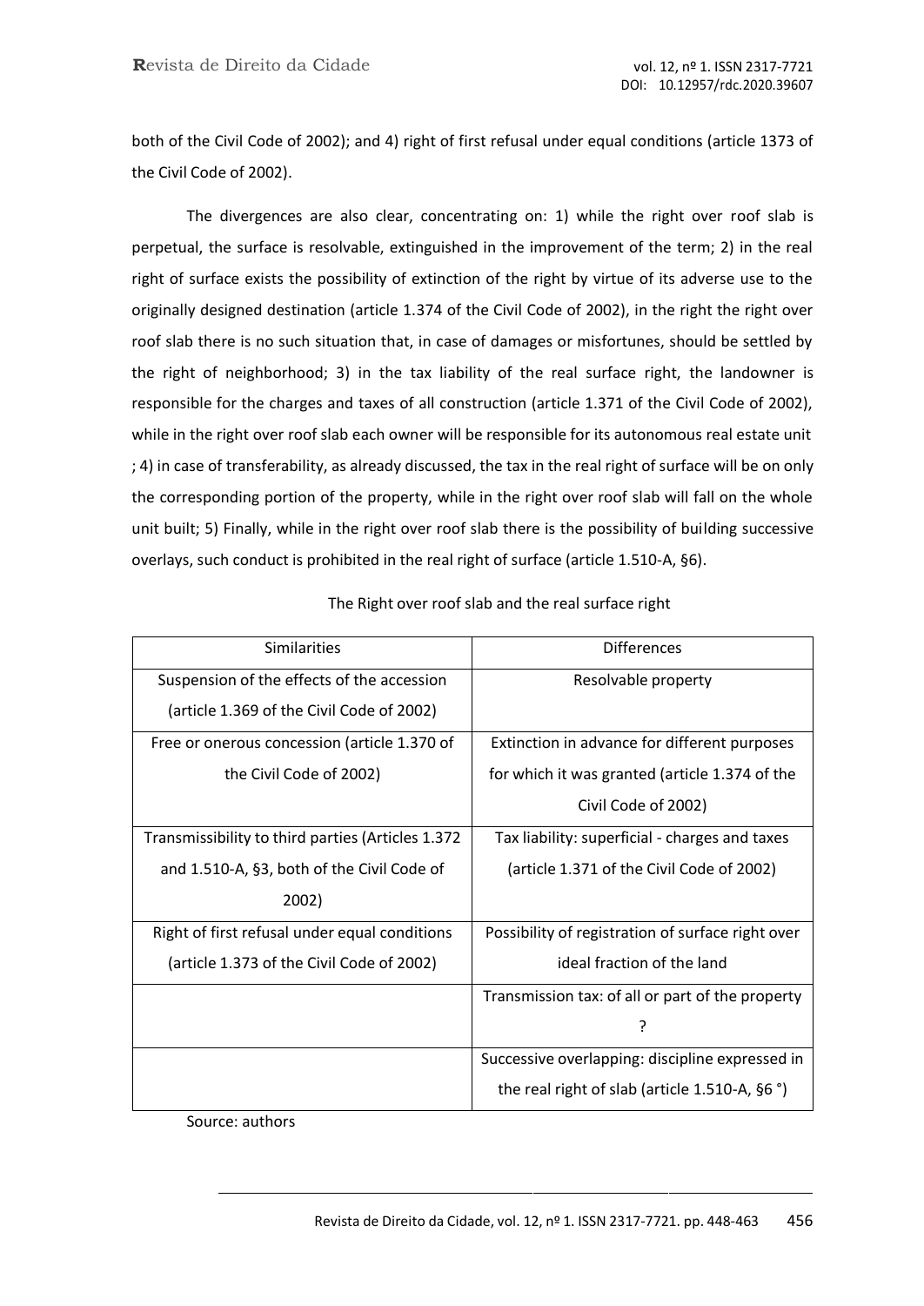both of the Civil Code of 2002); and 4) right of first refusal under equal conditions (article 1373 of the Civil Code of 2002).

The divergences are also clear, concentrating on: 1) while the right over roof slab is perpetual, the surface is resolvable, extinguished in the improvement of the term; 2) in the real right of surface exists the possibility of extinction of the right by virtue of its adverse use to the originally designed destination (article 1.374 of the Civil Code of 2002), in the right the right over roof slab there is no such situation that, in case of damages or misfortunes, should be settled by the right of neighborhood; 3) in the tax liability of the real surface right, the landowner is responsible for the charges and taxes of all construction (article 1.371 of the Civil Code of 2002), while in the right over roof slab each owner will be responsible for its autonomous real estate unit ; 4) in case of transferability, as already discussed, the tax in the real right of surface will be on only the corresponding portion of the property, while in the right over roof slab will fall on the whole unit built; 5) Finally, while in the right over roof slab there is the possibility of building successive overlays, such conduct is prohibited in the real right of surface (article 1.510-A, §6).

The Right over roof slab and the real surface right

| Similarities | Differences |
| --- | --- |
| Suspension of the effects of the accession (article 1.369 of the Civil Code of 2002) | Resolvable property |
| Free or onerous concession (article 1.370 of the Civil Code of 2002) | Extinction in advance for different purposes for which it was granted (article 1.374 of the Civil Code of 2002) |
| Transmissibility to third parties (Articles 1.372 and 1.510-A, §3, both of the Civil Code of 2002) | Tax liability: superficial - charges and taxes (article 1.371 of the Civil Code of 2002) |
| Right of first refusal under equal conditions (article 1.373 of the Civil Code of 2002) | Possibility of registration of surface right over ideal fraction of the land |
| | Transmission tax: of all or part of the property ? |
| | Successive overlapping: discipline expressed in the real right of slab (article 1.510-A, §6 °) |

Source: authors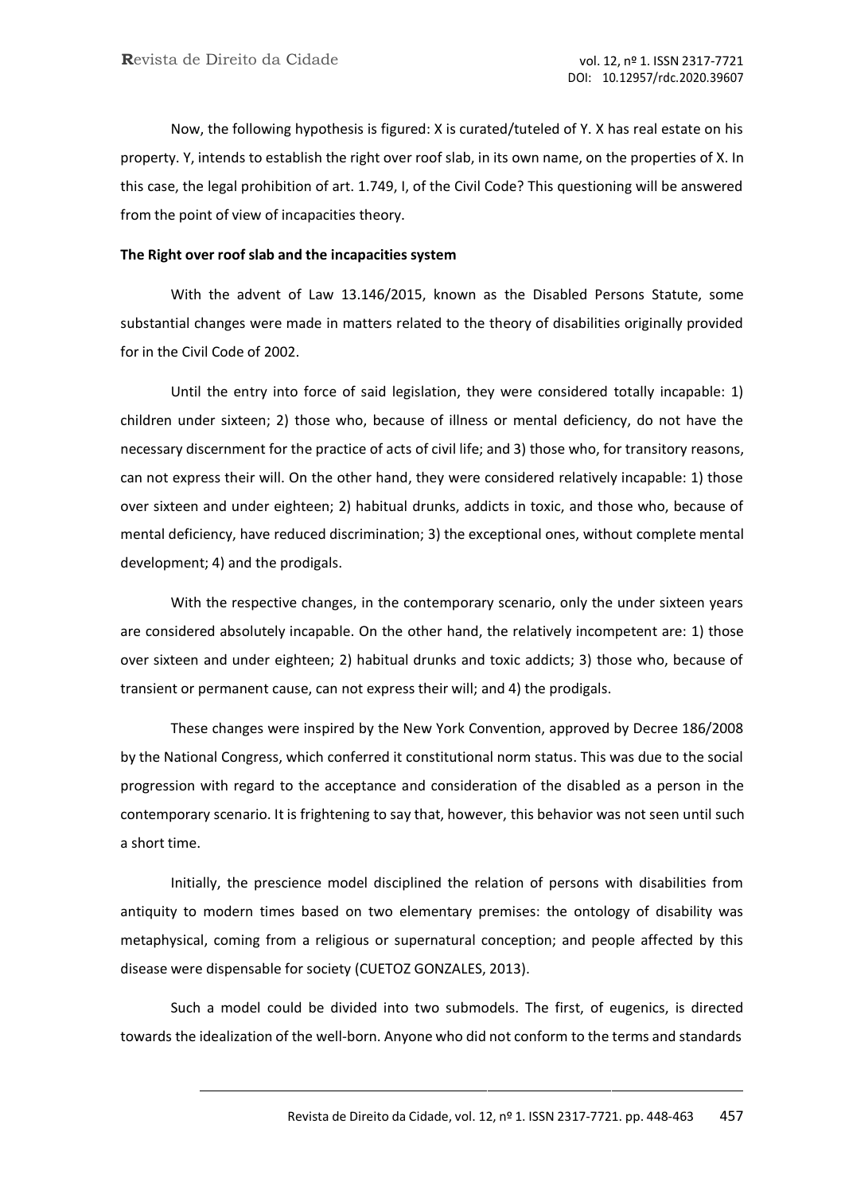Now, the following hypothesis is figured: X is curated/tuteled of Y. X has real estate on his property. Y, intends to establish the right over roof slab, in its own name, on the properties of X. In this case, the legal prohibition of art. 1.749, I, of the Civil Code? This questioning will be answered from the point of view of incapacities theory.

**The Right over roof slab and the incapacities system**

With the advent of Law 13.146/2015, known as the Disabled Persons Statute, some substantial changes were made in matters related to the theory of disabilities originally provided for in the Civil Code of 2002.

Until the entry into force of said legislation, they were considered totally incapable: 1) children under sixteen; 2) those who, because of illness or mental deficiency, do not have the necessary discernment for the practice of acts of civil life; and 3) those who, for transitory reasons, can not express their will. On the other hand, they were considered relatively incapable: 1) those over sixteen and under eighteen; 2) habitual drunks, addicts in toxic, and those who, because of mental deficiency, have reduced discrimination; 3) the exceptional ones, without complete mental development; 4) and the prodigals.

With the respective changes, in the contemporary scenario, only the under sixteen years are considered absolutely incapable. On the other hand, the relatively incompetent are: 1) those over sixteen and under eighteen; 2) habitual drunks and toxic addicts; 3) those who, because of transient or permanent cause, can not express their will; and 4) the prodigals.

These changes were inspired by the New York Convention, approved by Decree 186/2008 by the National Congress, which conferred it constitutional norm status. This was due to the social progression with regard to the acceptance and consideration of the disabled as a person in the contemporary scenario. It is frightening to say that, however, this behavior was not seen until such a short time.

Initially, the prescience model disciplined the relation of persons with disabilities from antiquity to modern times based on two elementary premises: the ontology of disability was metaphysical, coming from a religious or supernatural conception; and people affected by this disease were dispensable for society (CUETOZ GONZALES, 2013).

Such a model could be divided into two submodels. The first, of eugenics, is directed towards the idealization of the well-born. Anyone who did not conform to the terms and standards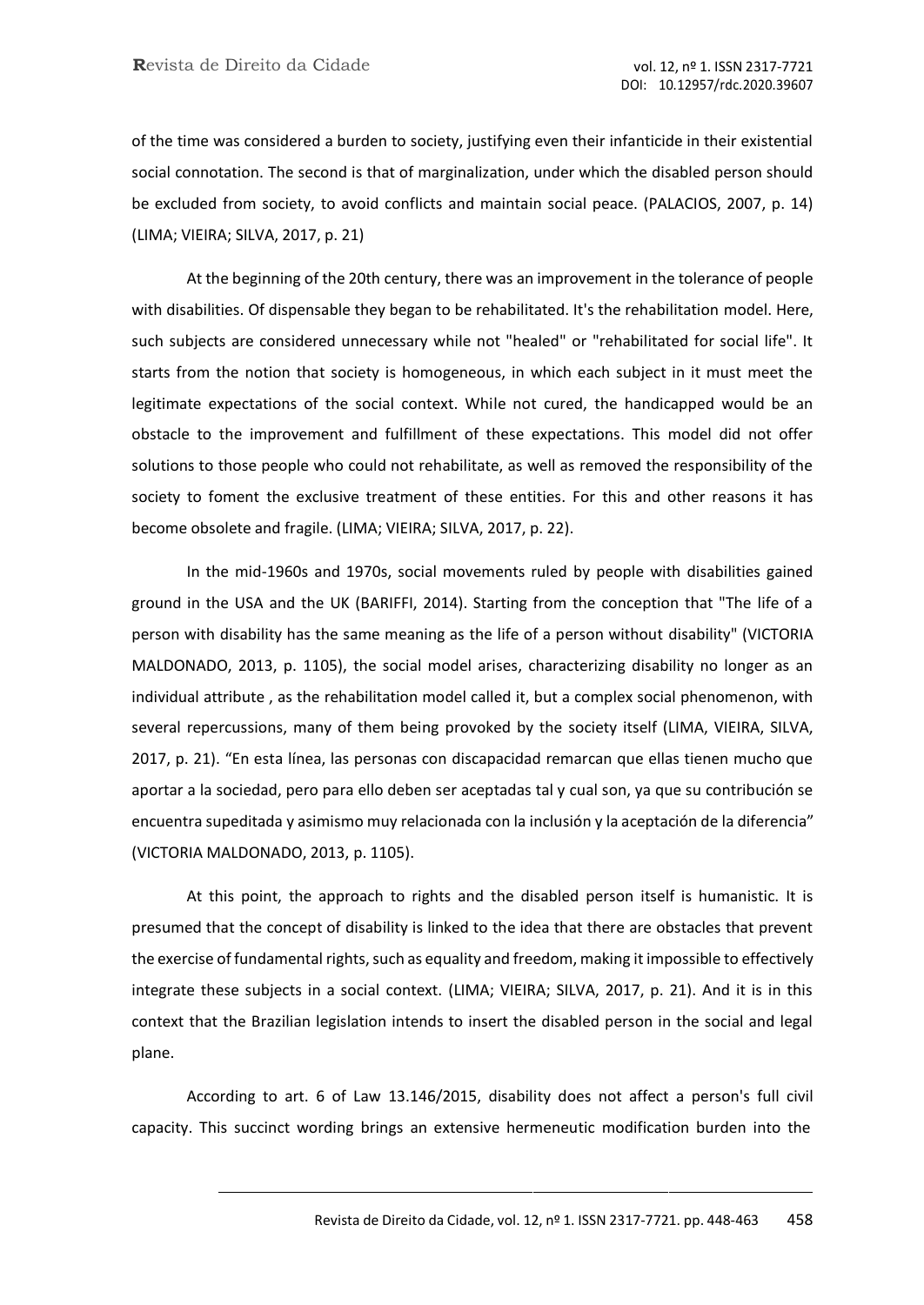of the time was considered a burden to society, justifying even their infanticide in their existential social connotation. The second is that of marginalization, under which the disabled person should be excluded from society, to avoid conflicts and maintain social peace. (PALACIOS, 2007, p. 14) (LIMA; VIEIRA; SILVA, 2017, p. 21)

At the beginning of the 20th century, there was an improvement in the tolerance of people with disabilities. Of dispensable they began to be rehabilitated. It's the rehabilitation model. Here, such subjects are considered unnecessary while not "healed" or "rehabilitated for social life". It starts from the notion that society is homogeneous, in which each subject in it must meet the legitimate expectations of the social context. While not cured, the handicapped would be an obstacle to the improvement and fulfillment of these expectations. This model did not offer solutions to those people who could not rehabilitate, as well as removed the responsibility of the society to foment the exclusive treatment of these entities. For this and other reasons it has become obsolete and fragile. (LIMA; VIEIRA; SILVA, 2017, p. 22).

In the mid-1960s and 1970s, social movements ruled by people with disabilities gained ground in the USA and the UK (BARIFFI, 2014). Starting from the conception that "The life of a person with disability has the same meaning as the life of a person without disability" (VICTORIA MALDONADO, 2013, p. 1105), the social model arises, characterizing disability no longer as an individual attribute , as the rehabilitation model called it, but a complex social phenomenon, with several repercussions, many of them being provoked by the society itself (LIMA, VIEIRA, SILVA, 2017, p. 21). “En esta línea, las personas con discapacidad remarcan que ellas tienen mucho que aportar a la sociedad, pero para ello deben ser aceptadas tal y cual son, ya que su contribución se encuentra supeditada y asimismo muy relacionada con la inclusión y la aceptación de la diferencia” (VICTORIA MALDONADO, 2013, p. 1105).

At this point, the approach to rights and the disabled person itself is humanistic. It is presumed that the concept of disability is linked to the idea that there are obstacles that prevent the exercise of fundamental rights, such as equality and freedom, making it impossible to effectively integrate these subjects in a social context. (LIMA; VIEIRA; SILVA, 2017, p. 21). And it is in this context that the Brazilian legislation intends to insert the disabled person in the social and legal plane.

According to art. 6 of Law 13.146/2015, disability does not affect a person's full civil capacity. This succinct wording brings an extensive hermeneutic modification burden into the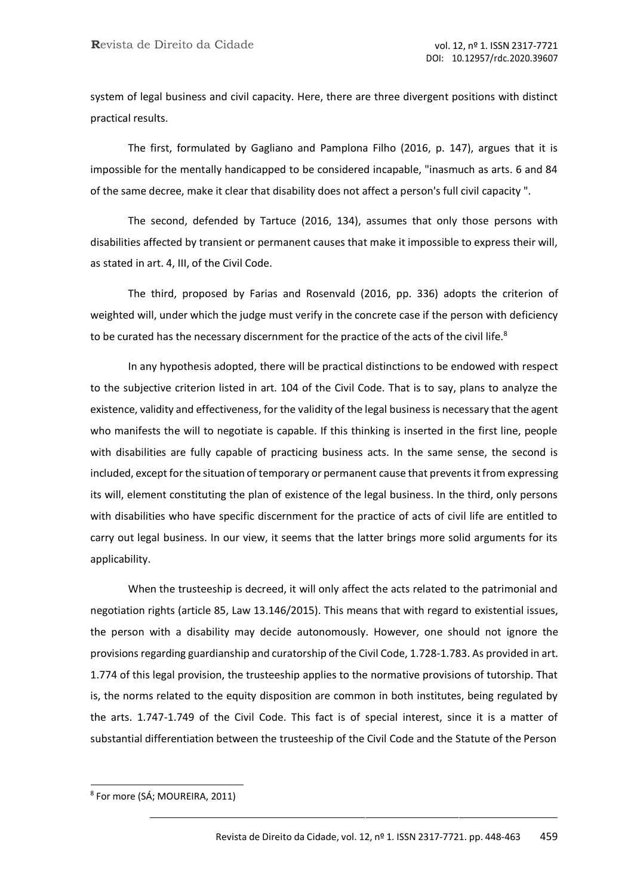system of legal business and civil capacity. Here, there are three divergent positions with distinct practical results.

The first, formulated by Gagliano and Pamplona Filho (2016, p. 147), argues that it is impossible for the mentally handicapped to be considered incapable, "inasmuch as arts. 6 and 84 of the same decree, make it clear that disability does not affect a person's full civil capacity ".

The second, defended by Tartuce (2016, 134), assumes that only those persons with disabilities affected by transient or permanent causes that make it impossible to express their will, as stated in art. 4, III, of the Civil Code.

The third, proposed by Farias and Rosenvald (2016, pp. 336) adopts the criterion of weighted will, under which the judge must verify in the concrete case if the person with deficiency to be curated has the necessary discernment for the practice of the acts of the civil life.[8]

In any hypothesis adopted, there will be practical distinctions to be endowed with respect to the subjective criterion listed in art. 104 of the Civil Code. That is to say, plans to analyze the existence, validity and effectiveness, for the validity of the legal business is necessary that the agent who manifests the will to negotiate is capable. If this thinking is inserted in the first line, people with disabilities are fully capable of practicing business acts. In the same sense, the second is included, except for the situation of temporary or permanent cause that prevents it from expressing its will, element constituting the plan of existence of the legal business. In the third, only persons with disabilities who have specific discernment for the practice of acts of civil life are entitled to carry out legal business. In our view, it seems that the latter brings more solid arguments for its applicability.

When the trusteeship is decreed, it will only affect the acts related to the patrimonial and negotiation rights (article 85, Law 13.146/2015). This means that with regard to existential issues, the person with a disability may decide autonomously. However, one should not ignore the provisions regarding guardianship and curatorship of the Civil Code, 1.728-1.783. As provided in art. 1.774 of this legal provision, the trusteeship applies to the normative provisions of tutorship. That is, the norms related to the equity disposition are common in both institutes, being regulated by the arts. 1.747-1.749 of the Civil Code. This fact is of special interest, since it is a matter of substantial differentiation between the trusteeship of the Civil Code and the Statute of the Person

[8] For more (SÁ; MOUREIRA, 2011)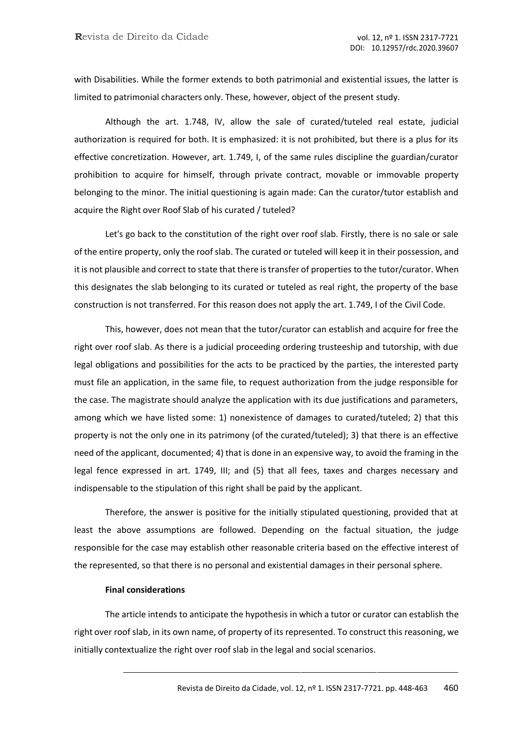with Disabilities. While the former extends to both patrimonial and existential issues, the latter is limited to patrimonial characters only. These, however, object of the present study.

Although the art. 1.748, IV, allow the sale of curated/tuteled real estate, judicial authorization is required for both. It is emphasized: it is not prohibited, but there is a plus for its effective concretization. However, art. 1.749, I, of the same rules discipline the guardian/curator prohibition to acquire for himself, through private contract, movable or immovable property belonging to the minor. The initial questioning is again made: Can the curator/tutor establish and acquire the Right over Roof Slab of his curated / tuteled?

Let's go back to the constitution of the right over roof slab. Firstly, there is no sale or sale of the entire property, only the roof slab. The curated or tuteled will keep it in their possession, and it is not plausible and correct to state that there is transfer of properties to the tutor/curator. When this designates the slab belonging to its curated or tuteled as real right, the property of the base construction is not transferred. For this reason does not apply the art. 1.749, I of the Civil Code.

This, however, does not mean that the tutor/curator can establish and acquire for free the right over roof slab. As there is a judicial proceeding ordering trusteeship and tutorship, with due legal obligations and possibilities for the acts to be practiced by the parties, the interested party must file an application, in the same file, to request authorization from the judge responsible for the case. The magistrate should analyze the application with its due justifications and parameters, among which we have listed some: 1) nonexistence of damages to curated/tuteled; 2) that this property is not the only one in its patrimony (of the curated/tuteled); 3) that there is an effective need of the applicant, documented; 4) that is done in an expensive way, to avoid the framing in the legal fence expressed in art. 1749, III; and (5) that all fees, taxes and charges necessary and indispensable to the stipulation of this right shall be paid by the applicant.

Therefore, the answer is positive for the initially stipulated questioning, provided that at least the above assumptions are followed. Depending on the factual situation, the judge responsible for the case may establish other reasonable criteria based on the effective interest of the represented, so that there is no personal and existential damages in their personal sphere.

## Final considerations

The article intends to anticipate the hypothesis in which a tutor or curator can establish the right over roof slab, in its own name, of property of its represented. To construct this reasoning, we initially contextualize the right over roof slab in the legal and social scenarios.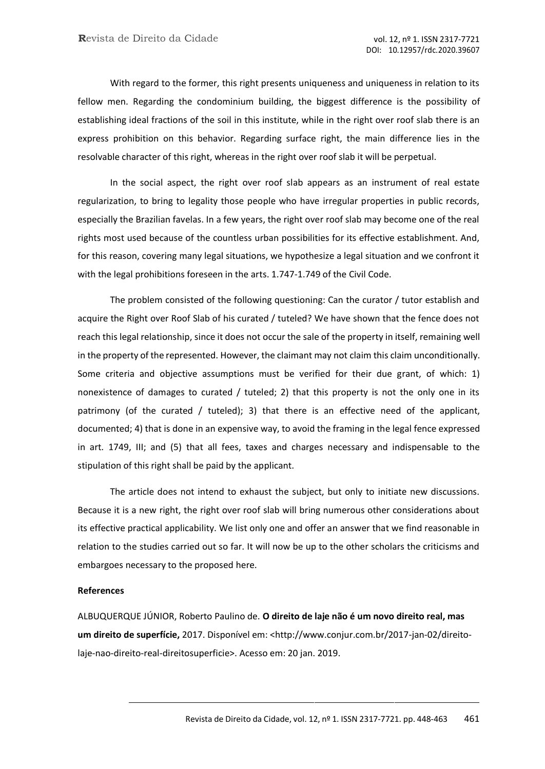With regard to the former, this right presents uniqueness and uniqueness in relation to its fellow men. Regarding the condominium building, the biggest difference is the possibility of establishing ideal fractions of the soil in this institute, while in the right over roof slab there is an express prohibition on this behavior. Regarding surface right, the main difference lies in the resolvable character of this right, whereas in the right over roof slab it will be perpetual.

In the social aspect, the right over roof slab appears as an instrument of real estate regularization, to bring to legality those people who have irregular properties in public records, especially the Brazilian favelas. In a few years, the right over roof slab may become one of the real rights most used because of the countless urban possibilities for its effective establishment. And, for this reason, covering many legal situations, we hypothesize a legal situation and we confront it with the legal prohibitions foreseen in the arts. 1.747-1.749 of the Civil Code.

The problem consisted of the following questioning: Can the curator / tutor establish and acquire the Right over Roof Slab of his curated / tuteled? We have shown that the fence does not reach this legal relationship, since it does not occur the sale of the property in itself, remaining well in the property of the represented. However, the claimant may not claim this claim unconditionally. Some criteria and objective assumptions must be verified for their due grant, of which: 1) nonexistence of damages to curated / tuteled; 2) that this property is not the only one in its patrimony (of the curated / tuteled); 3) that there is an effective need of the applicant, documented; 4) that is done in an expensive way, to avoid the framing in the legal fence expressed in art. 1749, III; and (5) that all fees, taxes and charges necessary and indispensable to the stipulation of this right shall be paid by the applicant.

The article does not intend to exhaust the subject, but only to initiate new discussions. Because it is a new right, the right over roof slab will bring numerous other considerations about its effective practical applicability. We list only one and offer an answer that we find reasonable in relation to the studies carried out so far. It will now be up to the other scholars the criticisms and embargoes necessary to the proposed here.

**References**

ALBUQUERQUE JÚNIOR, Roberto Paulino de. **O direito de laje não é um novo direito real, mas um direito de superfície,** 2017. Disponível em: <http://www.conjur.com.br/2017-jan-02/direito-laje-nao-direito-real-direitosuperficie>. Acesso em: 20 jan. 2019.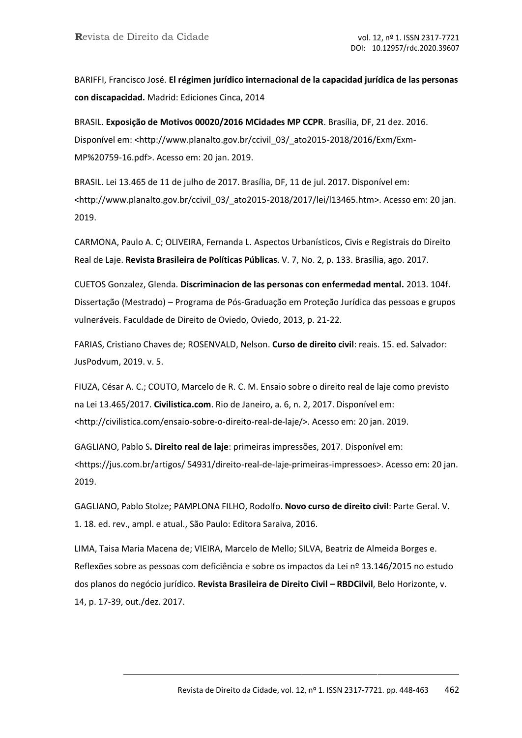BARIFFI, Francisco José. **El régimen jurídico internacional de la capacidad jurídica de las personas con discapacidad.** Madrid: Ediciones Cinca, 2014

BRASIL. **Exposição de Motivos 00020/2016 MCidades MP CCPR**. Brasília, DF, 21 dez. 2016. Disponível em: <http://www.planalto.gov.br/ccivil_03/_ato2015-2018/2016/Exm/Exm-MP%20759-16.pdf>. Acesso em: 20 jan. 2019.

BRASIL. Lei 13.465 de 11 de julho de 2017. Brasília, DF, 11 de jul. 2017. Disponível em: <http://www.planalto.gov.br/ccivil_03/_ato2015-2018/2017/lei/l13465.htm>. Acesso em: 20 jan. 2019.

CARMONA, Paulo A. C; OLIVEIRA, Fernanda L. Aspectos Urbanísticos, Civis e Registrais do Direito Real de Laje. **Revista Brasileira de Políticas Públicas**. V. 7, No. 2, p. 133. Brasília, ago. 2017.

CUETOS Gonzalez, Glenda. **Discriminacion de las personas con enfermedad mental.** 2013. 104f. Dissertação (Mestrado) – Programa de Pós-Graduação em Proteção Jurídica das pessoas e grupos vulneráveis. Faculdade de Direito de Oviedo, Oviedo, 2013, p. 21-22.

FARIAS, Cristiano Chaves de; ROSENVALD, Nelson. **Curso de direito civil**: reais. 15. ed. Salvador: JusPodvum, 2019. v. 5.

FIUZA, César A. C.; COUTO, Marcelo de R. C. M. Ensaio sobre o direito real de laje como previsto na Lei 13.465/2017. **Civilistica.com**. Rio de Janeiro, a. 6, n. 2, 2017. Disponível em: <http://civilistica.com/ensaio-sobre-o-direito-real-de-laje/>. Acesso em: 20 jan. 2019.

GAGLIANO, Pablo S**. Direito real de laje**: primeiras impressões, 2017. Disponível em: <https://jus.com.br/artigos/ 54931/direito-real-de-laje-primeiras-impressoes>. Acesso em: 20 jan. 2019.

GAGLIANO, Pablo Stolze; PAMPLONA FILHO, Rodolfo. **Novo curso de direito civil**: Parte Geral. V. 1. 18. ed. rev., ampl. e atual., São Paulo: Editora Saraiva, 2016.

LIMA, Taisa Maria Macena de; VIEIRA, Marcelo de Mello; SILVA, Beatriz de Almeida Borges e. Reflexões sobre as pessoas com deficiência e sobre os impactos da Lei nº 13.146/2015 no estudo dos planos do negócio jurídico. **Revista Brasileira de Direito Civil – RBDCilvil**, Belo Horizonte, v. 14, p. 17-39, out./dez. 2017.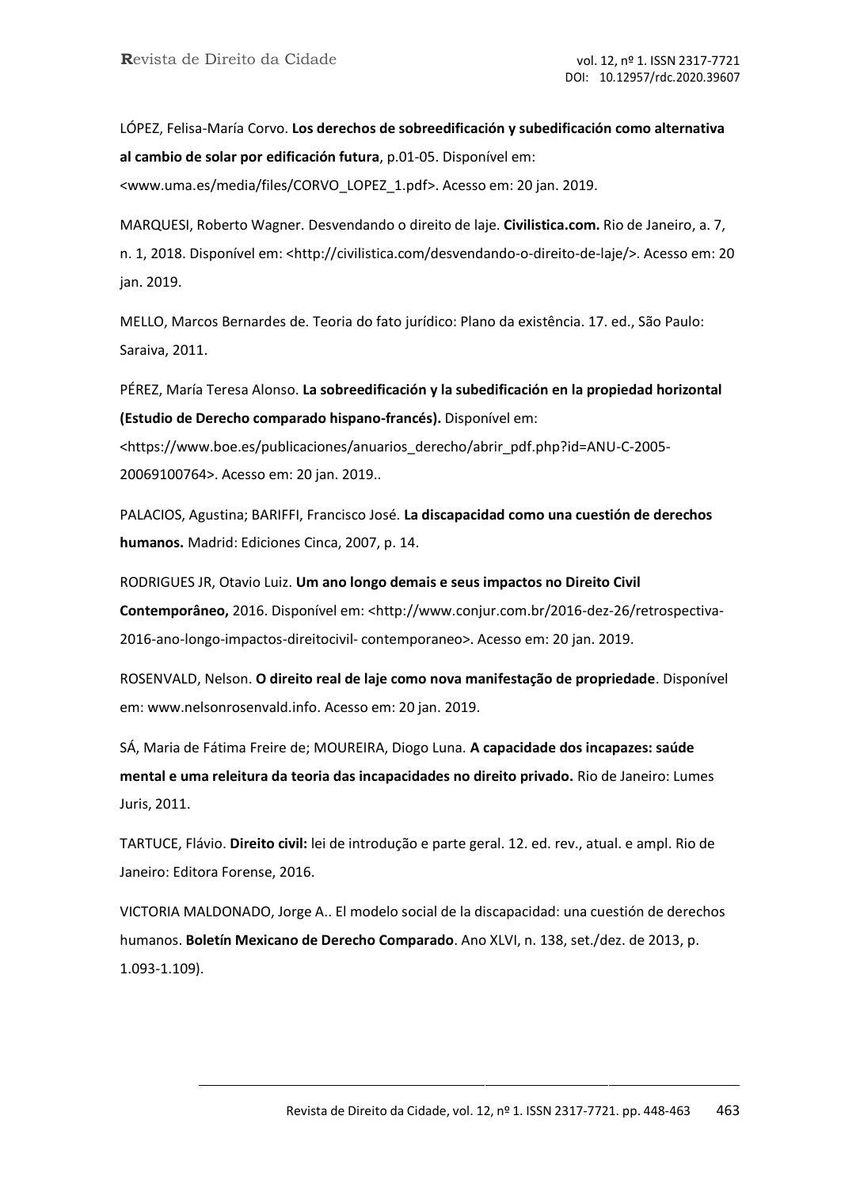LÓPEZ, Felisa-María Corvo. **Los derechos de sobreedificación y subedificación como alternativa al cambio de solar por edificación futura**, p.01-05. Disponível em: <www.uma.es/media/files/CORVO_LOPEZ_1.pdf>. Acesso em: 20 jan. 2019.

MARQUESI, Roberto Wagner. Desvendando o direito de laje. **Civilistica.com.** Rio de Janeiro, a. 7, n. 1, 2018. Disponível em: <http://civilistica.com/desvendando-o-direito-de-laje/>. Acesso em: 20 jan. 2019.

MELLO, Marcos Bernardes de. Teoria do fato jurídico: Plano da existência. 17. ed., São Paulo: Saraiva, 2011.

PÉREZ, María Teresa Alonso. **La sobreedificación y la subedificación en la propiedad horizontal (Estudio de Derecho comparado hispano-francés).** Disponível em: <https://www.boe.es/publicaciones/anuarios_derecho/abrir_pdf.php?id=ANU-C-2005-20069100764>. Acesso em: 20 jan. 2019..

PALACIOS, Agustina; BARIFFI, Francisco José. **La discapacidad como una cuestión de derechos humanos.** Madrid: Ediciones Cinca, 2007, p. 14.

RODRIGUES JR, Otavio Luiz. **Um ano longo demais e seus impactos no Direito Civil Contemporâneo,** 2016. Disponível em: <http://www.conjur.com.br/2016-dez-26/retrospectiva-2016-ano-longo-impactos-direitocivil- contemporaneo>. Acesso em: 20 jan. 2019.

ROSENVALD, Nelson. **O direito real de laje como nova manifestação de propriedade**. Disponível em: www.nelsonrosenvald.info. Acesso em: 20 jan. 2019.

SÁ, Maria de Fátima Freire de; MOUREIRA, Diogo Luna. **A capacidade dos incapazes: saúde mental e uma releitura da teoria das incapacidades no direito privado.** Rio de Janeiro: Lumes Juris, 2011.

TARTUCE, Flávio. **Direito civil:** lei de introdução e parte geral. 12. ed. rev., atual. e ampl. Rio de Janeiro: Editora Forense, 2016.

VICTORIA MALDONADO, Jorge A.. El modelo social de la discapacidad: una cuestión de derechos humanos. **Boletín Mexicano de Derecho Comparado**. Ano XLVI, n. 138, set./dez. de 2013, p. 1.093-1.109).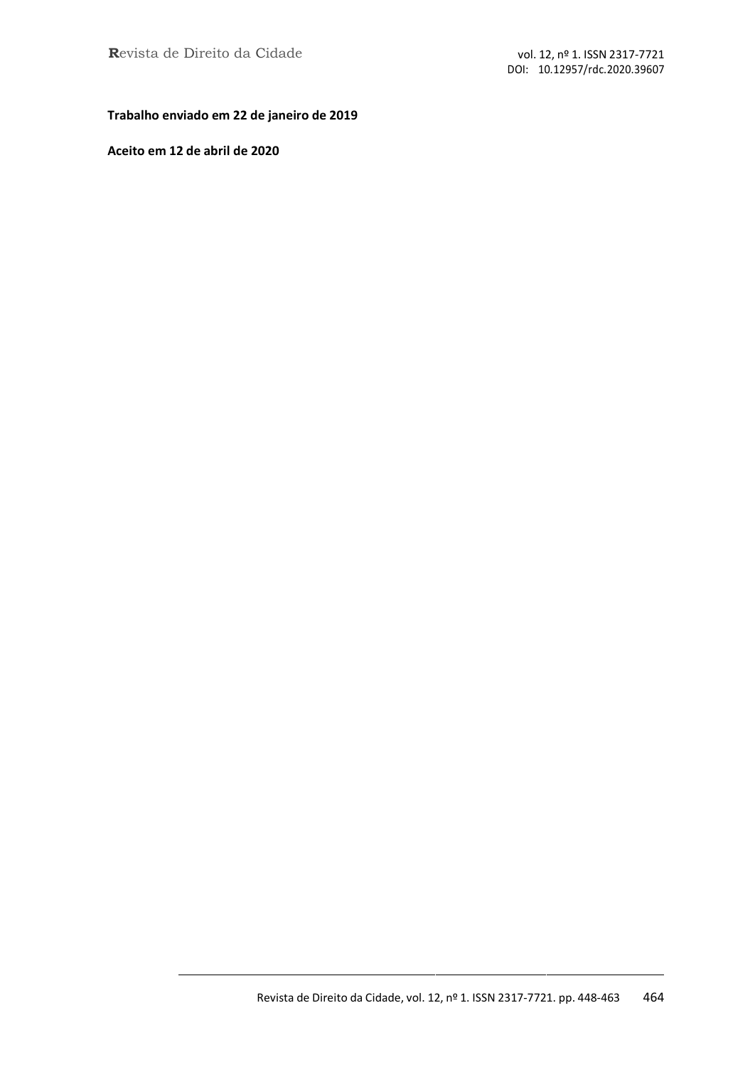**Trabalho enviado em 22 de janeiro de 2019**

**Aceito em 12 de abril de 2020**